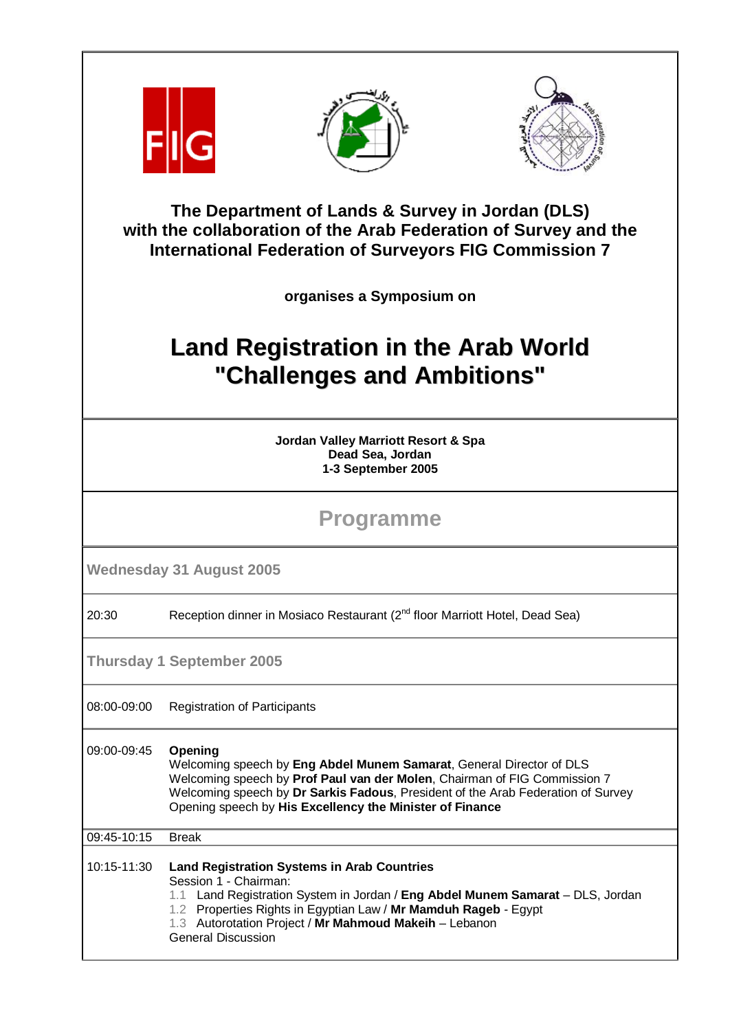**The Department of Lands & Survey in Jordan (DLS) with the collaboration of the Arab Federation of Survey and the International Federation of Surveyors FIG Commission 7**

**organises a Symposium on**

# Land Registration in the Arab World "Challenges and Ambitions"

**Jordan Valley Marriott Resort & Spa**
**Dead Sea, Jordan**
**1-3 September 2005**

## Programme

### Wednesday 31 August 2005

| | |
|---|---|
| 20:30 | Reception dinner in Mosiaco Restaurant (2nd floor Marriott Hotel, Dead Sea) |

### Thursday 1 September 2005

| | |
|---|---|
| 08:00-09:00 | Registration of Participants |
| 09:00-09:45 | **Opening**<br>Welcoming speech by **Eng Abdel Munem Samarat**, General Director of DLS<br>Welcoming speech by **Prof Paul van der Molen**, Chairman of FIG Commission 7<br>Welcoming speech by **Dr Sarkis Fadous**, President of the Arab Federation of Survey<br>Opening speech by **His Excellency the Minister of Finance** |
| 09:45-10:15 | Break |
| 10:15-11:30 | **Land Registration Systems in Arab Countries**<br>Session 1 - Chairman:<br>1.1 Land Registration System in Jordan / **Eng Abdel Munem Samarat** – DLS, Jordan<br>1.2 Properties Rights in Egyptian Law / **Mr Mamduh Rageb** - Egypt<br>1.3 Autorotation Project / **Mr Mahmoud Makeih** – Lebanon<br>General Discussion |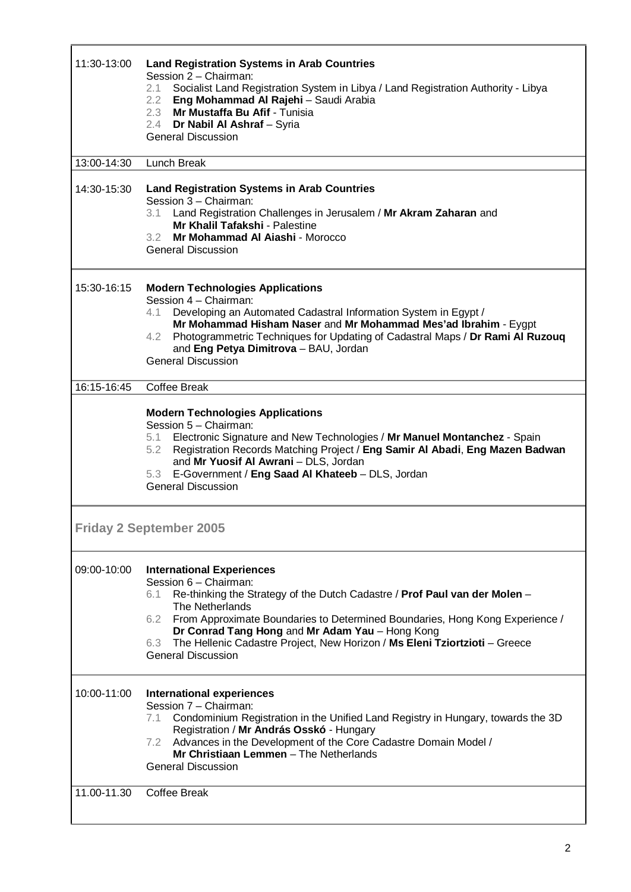| | |
|---|---|
| 11:30-13:00 | **Land Registration Systems in Arab Countries**<br>Session 2 – Chairman:<br>2.1 Socialist Land Registration System in Libya / Land Registration Authority - Libya<br>2.2 **Eng Mohammad Al Rajehi** – Saudi Arabia<br>2.3 **Mr Mustaffa Bu Afif** - Tunisia<br>2.4 **Dr Nabil Al Ashraf** – Syria<br>General Discussion |
| 13:00-14:30 | Lunch Break |
| 14:30-15:30 | **Land Registration Systems in Arab Countries**<br>Session 3 – Chairman:<br>3.1 Land Registration Challenges in Jerusalem / **Mr Akram Zaharan** and **Mr Khalil Tafakshi** - Palestine<br>3.2 **Mr Mohammad Al Aiashi** - Morocco<br>General Discussion |
| 15:30-16:15 | **Modern Technologies Applications**<br>Session 4 – Chairman:<br>4.1 Developing an Automated Cadastral Information System in Egypt / **Mr Mohammad Hisham Naser** and **Mr Mohammad Mes'ad Ibrahim** - Eygpt<br>4.2 Photogrammetric Techniques for Updating of Cadastral Maps / **Dr Rami Al Ruzouq** and **Eng Petya Dimitrova** – BAU, Jordan<br>General Discussion |
| 16:15-16:45 | Coffee Break |
| | **Modern Technologies Applications**<br>Session 5 – Chairman:<br>5.1 Electronic Signature and New Technologies / **Mr Manuel Montanchez** - Spain<br>5.2 Registration Records Matching Project / **Eng Samir Al Abadi**, **Eng Mazen Badwan** and **Mr Yuosif Al Awrani** – DLS, Jordan<br>5.3 E-Government / **Eng Saad Al Khateeb** – DLS, Jordan<br>General Discussion |

## Friday 2 September 2005

| | |
|---|---|
| 09:00-10:00 | **International Experiences**<br>Session 6 – Chairman:<br>6.1 Re-thinking the Strategy of the Dutch Cadastre / **Prof Paul van der Molen** – The Netherlands<br>6.2 From Approximate Boundaries to Determined Boundaries, Hong Kong Experience / **Dr Conrad Tang Hong** and **Mr Adam Yau** – Hong Kong<br>6.3 The Hellenic Cadastre Project, New Horizon / **Ms Eleni Tziortzioti** – Greece<br>General Discussion |
| 10:00-11:00 | **International experiences**<br>Session 7 – Chairman:<br>7.1 Condominium Registration in the Unified Land Registry in Hungary, towards the 3D Registration / **Mr András Osskó** - Hungary<br>7.2 Advances in the Development of the Core Cadastre Domain Model / **Mr Christiaan Lemmen** – The Netherlands<br>General Discussion |
| 11.00-11.30 | Coffee Break |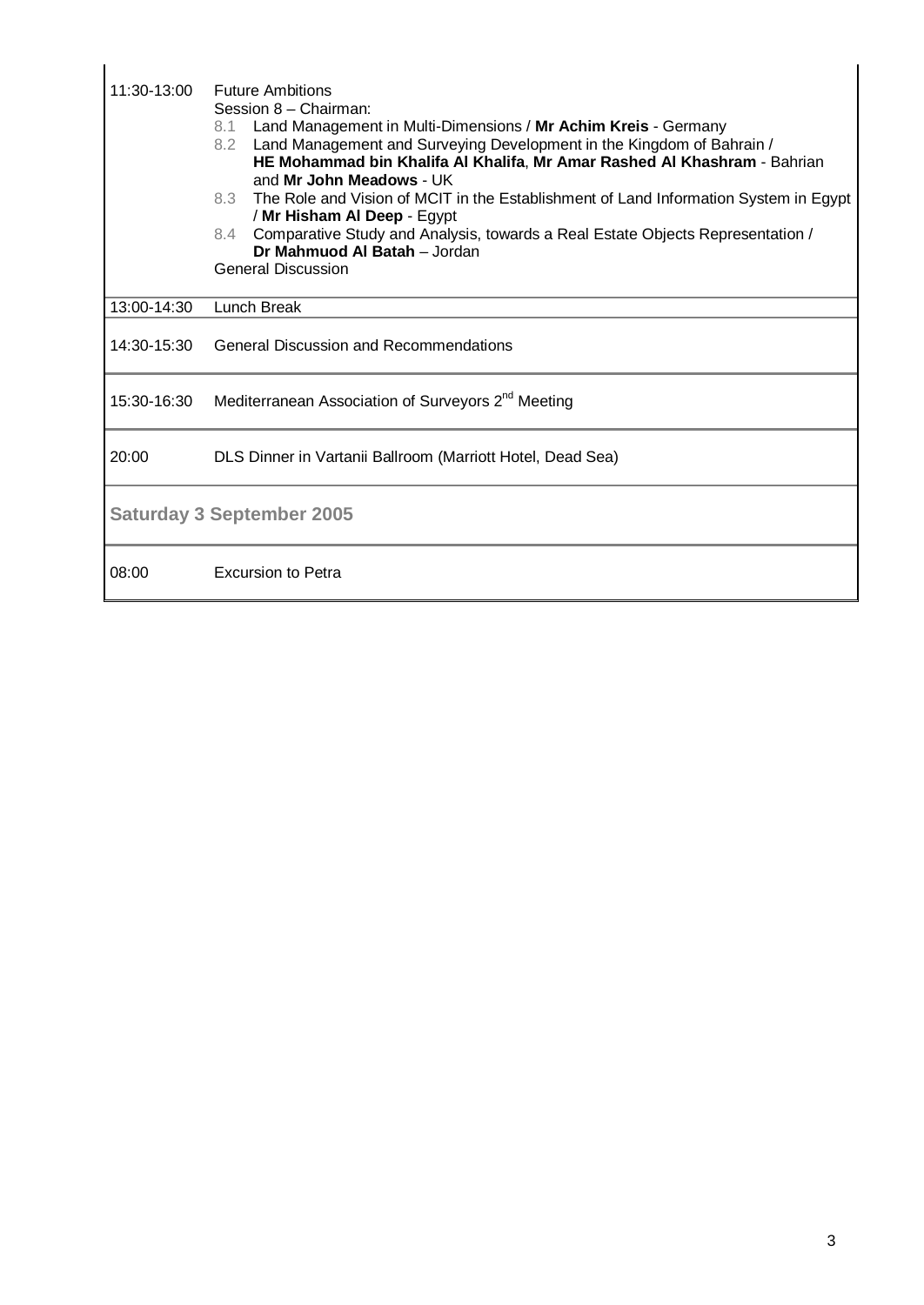| | |
|---|---|
| 11:30-13:00 | Future Ambitions<br>Session 8 – Chairman:<br>8.1 Land Management in Multi-Dimensions / **Mr Achim Kreis** - Germany<br>8.2 Land Management and Surveying Development in the Kingdom of Bahrain / **HE Mohammad bin Khalifa Al Khalifa**, **Mr Amar Rashed Al Khashram** - Bahrian and **Mr John Meadows** - UK<br>8.3 The Role and Vision of MCIT in the Establishment of Land Information System in Egypt / **Mr Hisham Al Deep** - Egypt<br>8.4 Comparative Study and Analysis, towards a Real Estate Objects Representation / **Dr Mahmuod Al Batah** – Jordan<br>General Discussion |
| 13:00-14:30 | Lunch Break |
| 14:30-15:30 | General Discussion and Recommendations |
| 15:30-16:30 | Mediterranean Association of Surveyors 2nd Meeting |
| 20:00 | DLS Dinner in Vartanii Ballroom (Marriott Hotel, Dead Sea) |
| **Saturday 3 September 2005** | |
| 08:00 | Excursion to Petra |